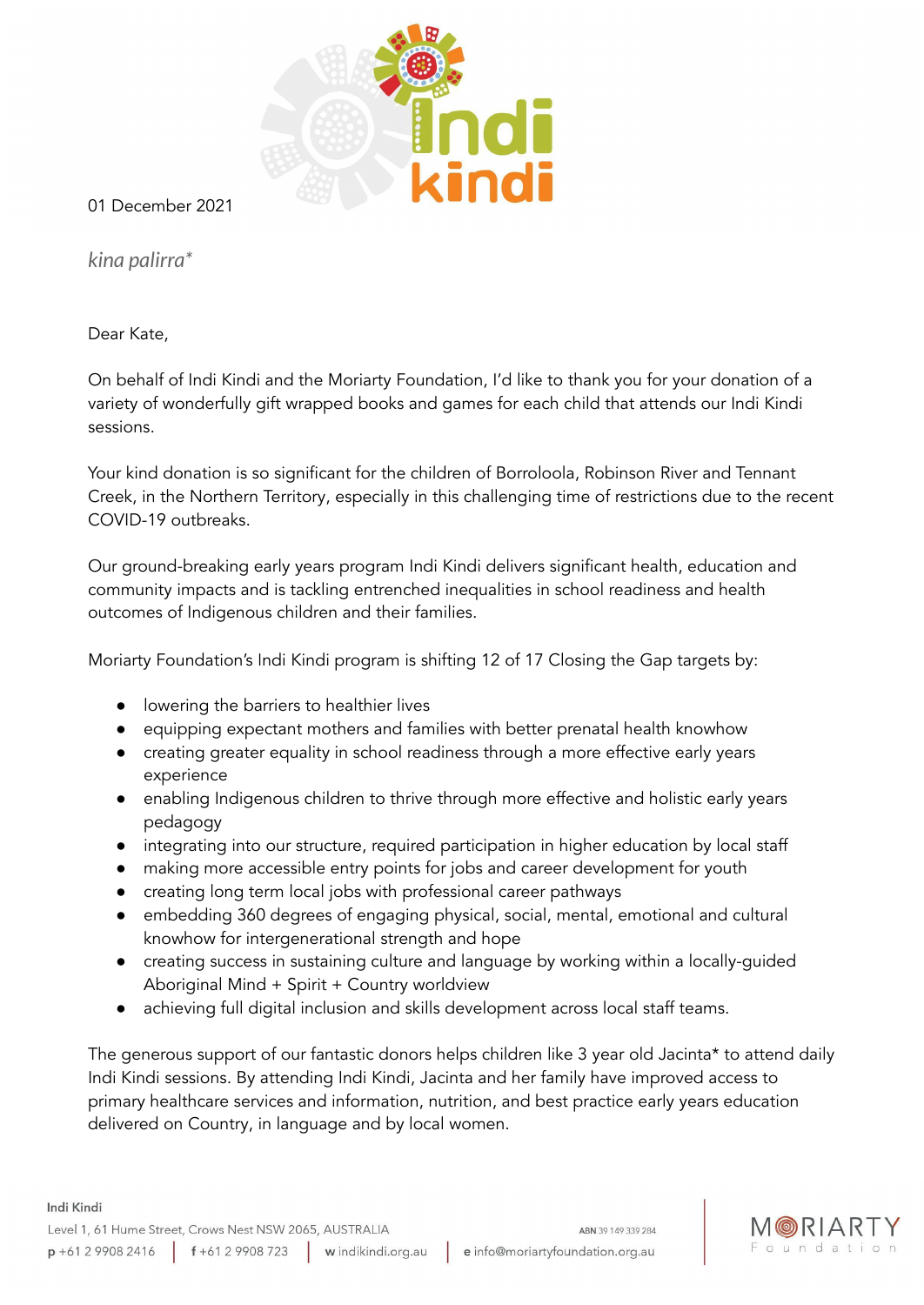01 December 2021

*kina palirra**

Dear Kate,

On behalf of Indi Kindi and the Moriarty Foundation, I'd like to thank you for your donation of a variety of wonderfully gift wrapped books and games for each child that attends our Indi Kindi sessions.

Your kind donation is so significant for the children of Borroloola, Robinson River and Tennant Creek, in the Northern Territory, especially in this challenging time of restrictions due to the recent COVID-19 outbreaks.

Our ground-breaking early years program Indi Kindi delivers significant health, education and community impacts and is tackling entrenched inequalities in school readiness and health outcomes of Indigenous children and their families.

Moriarty Foundation's Indi Kindi program is shifting 12 of 17 Closing the Gap targets by:

- lowering the barriers to healthier lives
- equipping expectant mothers and families with better prenatal health knowhow
- creating greater equality in school readiness through a more effective early years experience
- enabling Indigenous children to thrive through more effective and holistic early years pedagogy
- integrating into our structure, required participation in higher education by local staff
- making more accessible entry points for jobs and career development for youth
- creating long term local jobs with professional career pathways
- embedding 360 degrees of engaging physical, social, mental, emotional and cultural knowhow for intergenerational strength and hope
- creating success in sustaining culture and language by working within a locally-guided Aboriginal Mind + Spirit + Country worldview
- achieving full digital inclusion and skills development across local staff teams.

The generous support of our fantastic donors helps children like 3 year old Jacinta* to attend daily Indi Kindi sessions. By attending Indi Kindi, Jacinta and her family have improved access to primary healthcare services and information, nutrition, and best practice early years education delivered on Country, in language and by local women.

Indi Kindi
Level 1, 61 Hume Street, Crows Nest NSW 2065, AUSTRALIA
p +61 2 9908 2416 | f +61 2 9908 723 | w indikindi.org.au | e info@moriartyfoundation.org.au
ABN 39 149 339 284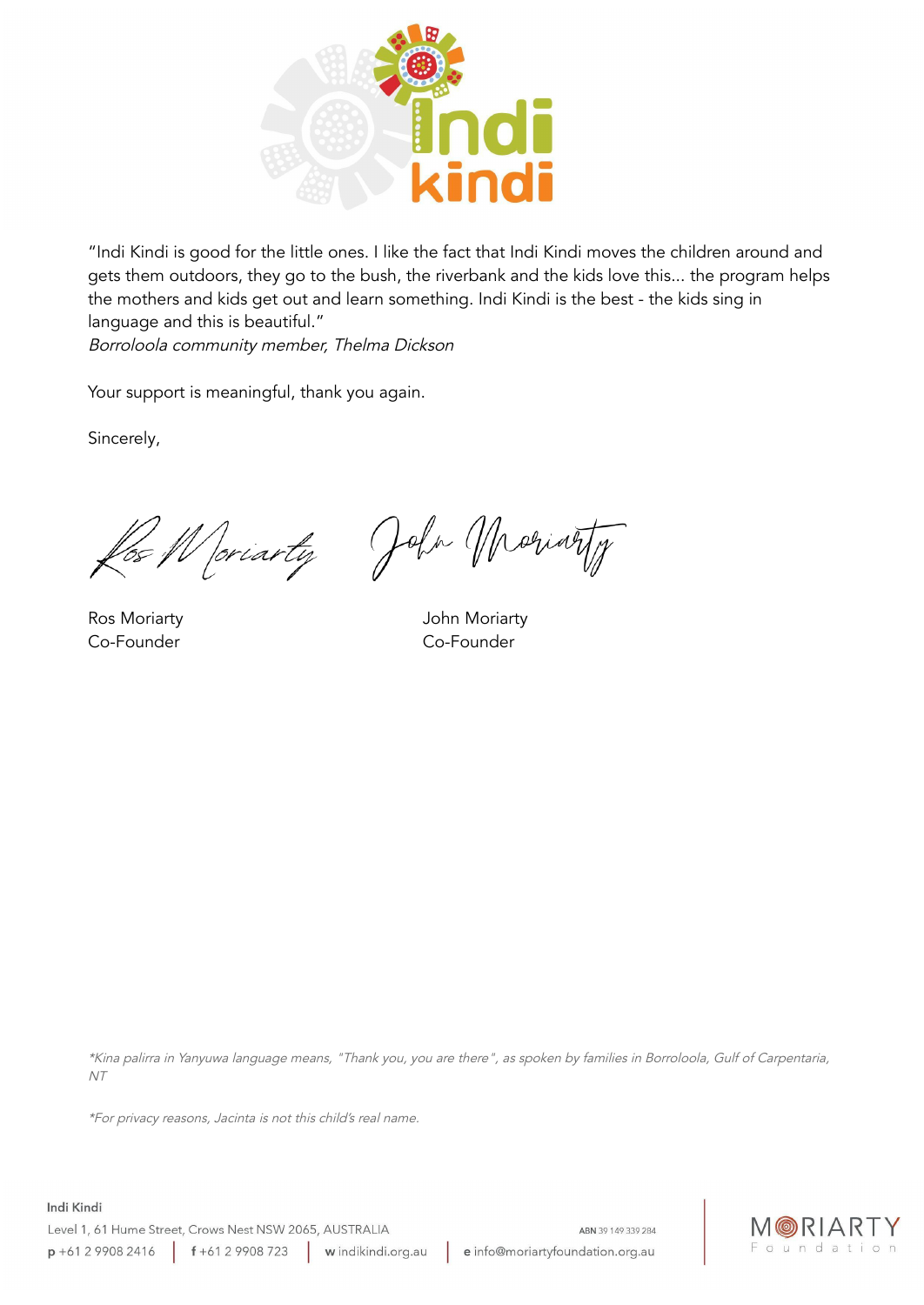"Indi Kindi is good for the little ones. I like the fact that Indi Kindi moves the children around and gets them outdoors, they go to the bush, the riverbank and the kids love this... the program helps the mothers and kids get out and learn something. Indi Kindi is the best - the kids sing in language and this is beautiful."
*Borroloola community member, Thelma Dickson*

Your support is meaningful, thank you again.

Sincerely,

Ros Moriarty
Co-Founder

John Moriarty
Co-Founder

*\*Kina palirra in Yanyuwa language means, "Thank you, you are there", as spoken by families in Borroloola, Gulf of Carpentaria, NT*

*\*For privacy reasons, Jacinta is not this child's real name.*

Indi Kindi
Level 1, 61 Hume Street, Crows Nest NSW 2065, AUSTRALIA
p +61 2 9908 2416 | f +61 2 9908 723 | w indikindi.org.au | e info@moriartyfoundation.org.au
ABN 39 149 339 284

MORIARTY Foundation